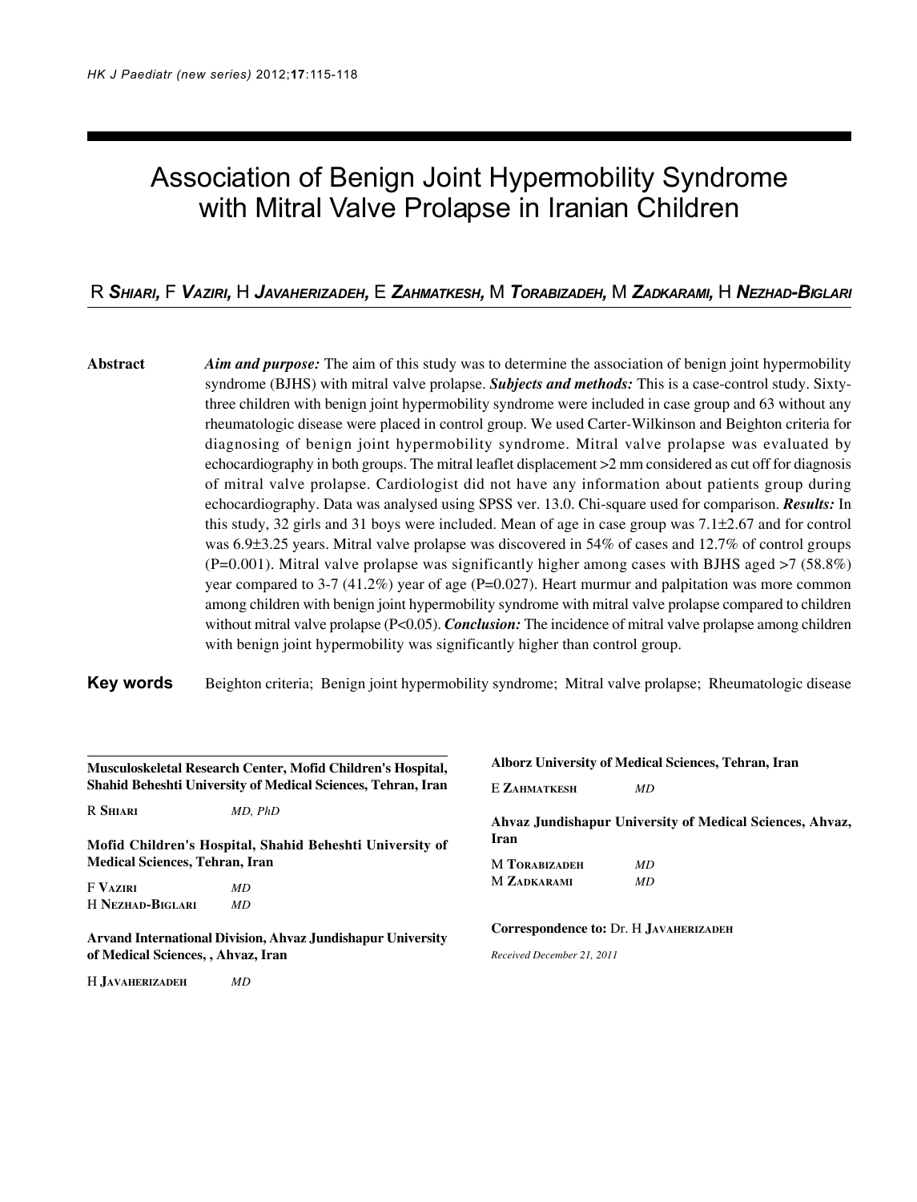# Association of Benign Joint Hypermobility Syndrome with Mitral Valve Prolapse in Iranian Children

R **Shiari,** F **Vaziri,** H **Javaherizadeh,** E **Zahmatkesh,** M **Torabizadeh,** M **Zadkarami,** H **Nezhad-Biglari**

**Abstract** ***Aim and purpose:*** The aim of this study was to determine the association of benign joint hypermobility syndrome (BJHS) with mitral valve prolapse. ***Subjects and methods:*** This is a case-control study. Sixty-three children with benign joint hypermobility syndrome were included in case group and 63 without any rheumatologic disease were placed in control group. We used Carter-Wilkinson and Beighton criteria for diagnosing of benign joint hypermobility syndrome. Mitral valve prolapse was evaluated by echocardiography in both groups. The mitral leaflet displacement >2 mm considered as cut off for diagnosis of mitral valve prolapse. Cardiologist did not have any information about patients group during echocardiography. Data was analysed using SPSS ver. 13.0. Chi-square used for comparison. ***Results:*** In this study, 32 girls and 31 boys were included. Mean of age in case group was 7.1±2.67 and for control was 6.9±3.25 years. Mitral valve prolapse was discovered in 54% of cases and 12.7% of control groups (P=0.001). Mitral valve prolapse was significantly higher among cases with BJHS aged >7 (58.8%) year compared to 3-7 (41.2%) year of age (P=0.027). Heart murmur and palpitation was more common among children with benign joint hypermobility syndrome with mitral valve prolapse compared to children without mitral valve prolapse (P<0.05). ***Conclusion:*** The incidence of mitral valve prolapse among children with benign joint hypermobility was significantly higher than control group.

**Key words** Beighton criteria; Benign joint hypermobility syndrome; Mitral valve prolapse; Rheumatologic disease

---

**Musculoskeletal Research Center, Mofid Children's Hospital, Shahid Beheshti University of Medical Sciences, Tehran, Iran**

R Shiari *MD, PhD*

**Mofid Children's Hospital, Shahid Beheshti University of Medical Sciences, Tehran, Iran**

F Vaziri *MD*
H Nezhad-Biglari *MD*

**Arvand International Division, Ahvaz Jundishapur University of Medical Sciences, , Ahvaz, Iran**

H Javaherizadeh *MD*

**Alborz University of Medical Sciences, Tehran, Iran**

E Zahmatkesh *MD*

**Ahvaz Jundishapur University of Medical Sciences, Ahvaz, Iran**

M Torabizadeh *MD*
M Zadkarami *MD*

**Correspondence to:** Dr. H Javaherizadeh

*Received December 21, 2011*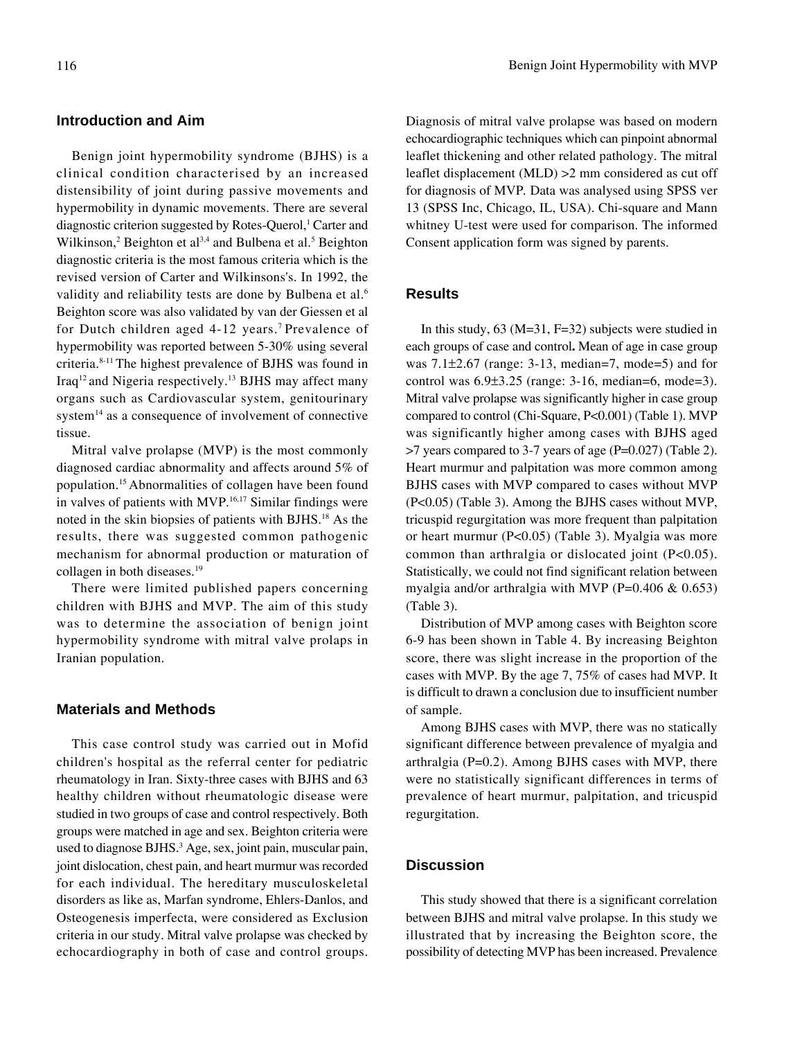## Introduction and Aim

Benign joint hypermobility syndrome (BJHS) is a clinical condition characterised by an increased distensibility of joint during passive movements and hypermobility in dynamic movements. There are several diagnostic criterion suggested by Rotes-Querol,[1] Carter and Wilkinson,[2] Beighton et al[3,4] and Bulbena et al.[5] Beighton diagnostic criteria is the most famous criteria which is the revised version of Carter and Wilkinsons's. In 1992, the validity and reliability tests are done by Bulbena et al.[6] Beighton score was also validated by van der Giessen et al for Dutch children aged 4-12 years.[7] Prevalence of hypermobility was reported between 5-30% using several criteria.[8-11] The highest prevalence of BJHS was found in Iraq[12] and Nigeria respectively.[13] BJHS may affect many organs such as Cardiovascular system, genitourinary system[14] as a consequence of involvement of connective tissue.

Mitral valve prolapse (MVP) is the most commonly diagnosed cardiac abnormality and affects around 5% of population.[15] Abnormalities of collagen have been found in valves of patients with MVP.[16,17] Similar findings were noted in the skin biopsies of patients with BJHS.[18] As the results, there was suggested common pathogenic mechanism for abnormal production or maturation of collagen in both diseases.[19]

There were limited published papers concerning children with BJHS and MVP. The aim of this study was to determine the association of benign joint hypermobility syndrome with mitral valve prolaps in Iranian population.

## Materials and Methods

This case control study was carried out in Mofid children's hospital as the referral center for pediatric rheumatology in Iran. Sixty-three cases with BJHS and 63 healthy children without rheumatologic disease were studied in two groups of case and control respectively. Both groups were matched in age and sex. Beighton criteria were used to diagnose BJHS.[3] Age, sex, joint pain, muscular pain, joint dislocation, chest pain, and heart murmur was recorded for each individual. The hereditary musculoskeletal disorders as like as, Marfan syndrome, Ehlers-Danlos, and Osteogenesis imperfecta, were considered as Exclusion criteria in our study. Mitral valve prolapse was checked by echocardiography in both of case and control groups. Diagnosis of mitral valve prolapse was based on modern echocardiographic techniques which can pinpoint abnormal leaflet thickening and other related pathology. The mitral leaflet displacement (MLD) >2 mm considered as cut off for diagnosis of MVP. Data was analysed using SPSS ver 13 (SPSS Inc, Chicago, IL, USA). Chi-square and Mann whitney U-test were used for comparison. The informed Consent application form was signed by parents.

## Results

In this study, 63 (M=31, F=32) subjects were studied in each groups of case and control**.** Mean of age in case group was 7.1±2.67 (range: 3-13, median=7, mode=5) and for control was 6.9±3.25 (range: 3-16, median=6, mode=3). Mitral valve prolapse was significantly higher in case group compared to control (Chi-Square, P<0.001) (Table 1). MVP was significantly higher among cases with BJHS aged >7 years compared to 3-7 years of age (P=0.027) (Table 2). Heart murmur and palpitation was more common among BJHS cases with MVP compared to cases without MVP (P<0.05) (Table 3). Among the BJHS cases without MVP, tricuspid regurgitation was more frequent than palpitation or heart murmur (P<0.05) (Table 3). Myalgia was more common than arthralgia or dislocated joint (P<0.05). Statistically, we could not find significant relation between myalgia and/or arthralgia with MVP (P=0.406 & 0.653) (Table 3).

Distribution of MVP among cases with Beighton score 6-9 has been shown in Table 4. By increasing Beighton score, there was slight increase in the proportion of the cases with MVP. By the age 7, 75% of cases had MVP. It is difficult to drawn a conclusion due to insufficient number of sample.

Among BJHS cases with MVP, there was no statically significant difference between prevalence of myalgia and arthralgia (P=0.2). Among BJHS cases with MVP, there were no statistically significant differences in terms of prevalence of heart murmur, palpitation, and tricuspid regurgitation.

## Discussion

This study showed that there is a significant correlation between BJHS and mitral valve prolapse. In this study we illustrated that by increasing the Beighton score, the possibility of detecting MVP has been increased. Prevalence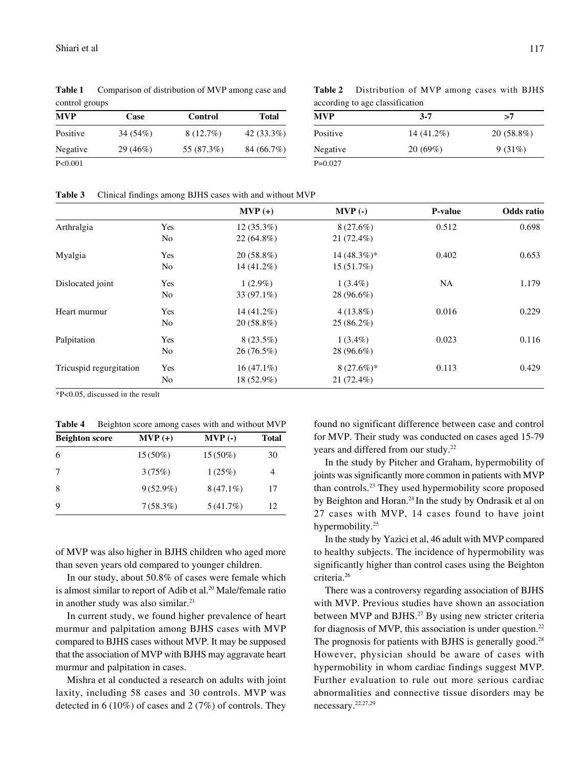**Table 1** Comparison of distribution of MVP among case and control groups

| MVP | Case | Control | Total |
|---|---|---|---|
| Positive | 34 (54%) | 8 (12.7%) | 42 (33.3%) |
| Negative | 29 (46%) | 55 (87.3%) | 84 (66.7%) |

P<0.001

**Table 2** Distribution of MVP among cases with BJHS according to age classification

| MVP | 3-7 | >7 |
|---|---|---|
| Positive | 14 (41.2%) | 20 (58.8%) |
| Negative | 20 (69%) | 9 (31%) |

P=0.027

**Table 3** Clinical findings among BJHS cases with and without MVP

| | | MVP (+) | MVP (-) | P-value | Odds ratio |
|---|---|---|---|---|---|
| Arthralgia | Yes | 12 (35.3%) | 8 (27.6%) | 0.512 | 0.698 |
| | No | 22 (64.8%) | 21 (72.4%) | | |
| Myalgia | Yes | 20 (58.8%) | 14 (48.3%)* | 0.402 | 0.653 |
| | No | 14 (41.2%) | 15 (51.7%) | | |
| Dislocated joint | Yes | 1 (2.9%) | 1 (3.4%) | NA | 1.179 |
| | No | 33 (97.1%) | 28 (96.6%) | | |
| Heart murmur | Yes | 14 (41.2%) | 4 (13.8%) | 0.016 | 0.229 |
| | No | 20 (58.8%) | 25 (86.2%) | | |
| Palpitation | Yes | 8 (23.5%) | 1 (3.4%) | 0.023 | 0.116 |
| | No | 26 (76.5%) | 28 (96.6%) | | |
| Tricuspid regurgitation | Yes | 16 (47.1%) | 8 (27.6%)* | 0.113 | 0.429 |
| | No | 18 (52.9%) | 21 (72.4%) | | |

*P<0.05, discussed in the result

**Table 4** Beighton score among cases with and without MVP

| Beighton score | MVP (+) | MVP (-) | Total |
|---|---|---|---|
| 6 | 15 (50%) | 15 (50%) | 30 |
| 7 | 3 (75%) | 1 (25%) | 4 |
| 8 | 9 (52.9%) | 8 (47.1%) | 17 |
| 9 | 7 (58.3%) | 5 (41.7%) | 12 |

of MVP was also higher in BJHS children who aged more than seven years old compared to younger children.

In our study, about 50.8% of cases were female which is almost similar to report of Adib et al.[20] Male/female ratio in another study was also similar.[21]

In current study, we found higher prevalence of heart murmur and palpitation among BJHS cases with MVP compared to BJHS cases without MVP. It may be supposed that the association of MVP with BJHS may aggravate heart murmur and palpitation in cases.

Mishra et al conducted a research on adults with joint laxity, including 58 cases and 30 controls. MVP was detected in 6 (10%) of cases and 2 (7%) of controls. They found no significant difference between case and control for MVP. Their study was conducted on cases aged 15-79 years and differed from our study.[22]

In the study by Pitcher and Graham, hypermobility of joints was significantly more common in patients with MVP than controls.[23] They used hypermobility score proposed by Beighton and Horan.[24] In the study by Ondrasik et al on 27 cases with MVP, 14 cases found to have joint hypermobility.[25]

In the study by Yazici et al, 46 adult with MVP compared to healthy subjects. The incidence of hypermobility was significantly higher than control cases using the Beighton criteria.[26]

There was a controversy regarding association of BJHS with MVP. Previous studies have shown an association between MVP and BJHS.[27] By using new stricter criteria for diagnosis of MVP, this association is under question.[22] The prognosis for patients with BJHS is generally good.[28] However, physician should be aware of cases with hypermobility in whom cardiac findings suggest MVP. Further evaluation to rule out more serious cardiac abnormalities and connective tissue disorders may be necessary.[22,27,29]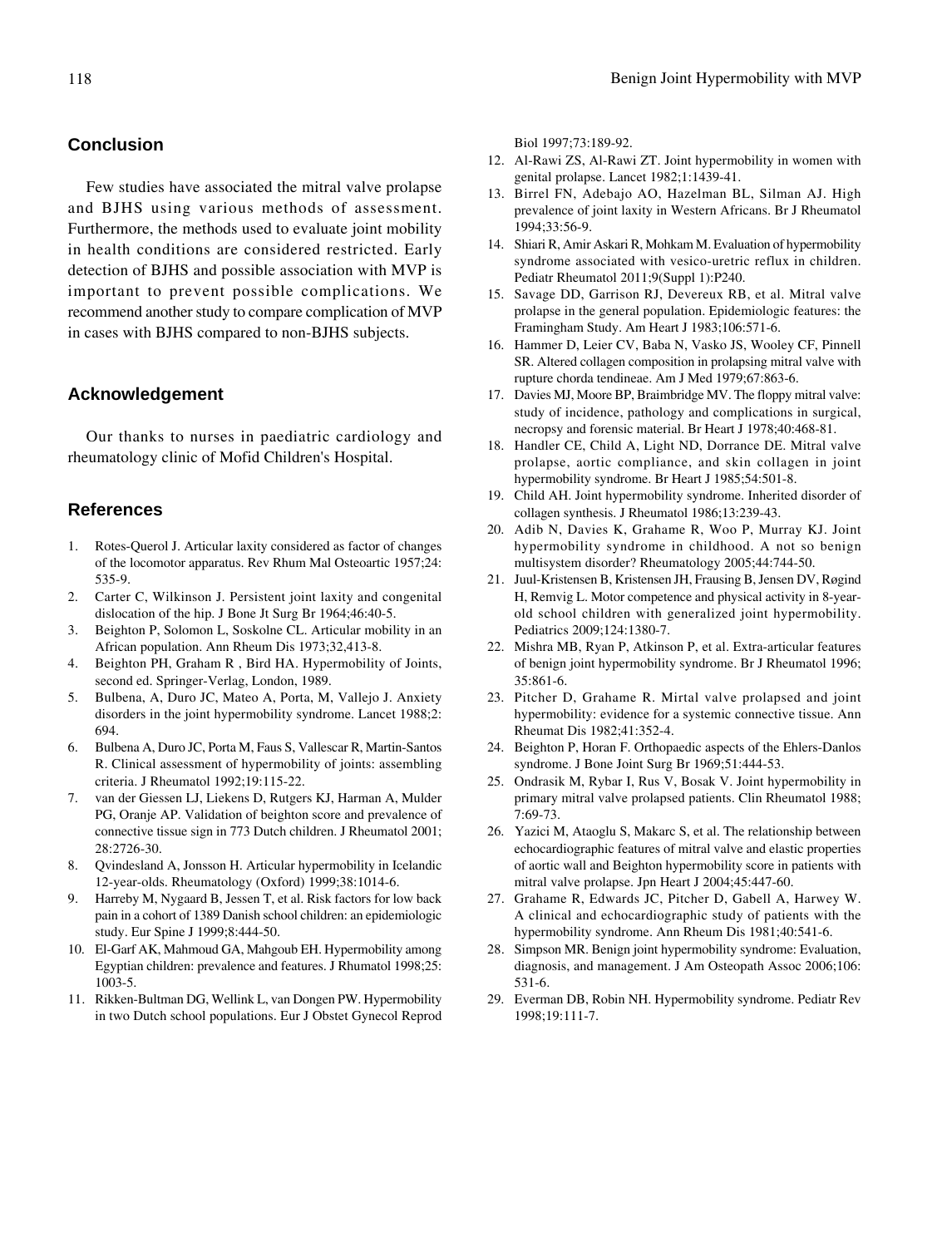## Conclusion

Few studies have associated the mitral valve prolapse and BJHS using various methods of assessment. Furthermore, the methods used to evaluate joint mobility in health conditions are considered restricted. Early detection of BJHS and possible association with MVP is important to prevent possible complications. We recommend another study to compare complication of MVP in cases with BJHS compared to non-BJHS subjects.

## Acknowledgement

Our thanks to nurses in paediatric cardiology and rheumatology clinic of Mofid Children's Hospital.

## References

1. Rotes-Querol J. Articular laxity considered as factor of changes of the locomotor apparatus. Rev Rhum Mal Osteoartic 1957;24: 535-9.
2. Carter C, Wilkinson J. Persistent joint laxity and congenital dislocation of the hip. J Bone Jt Surg Br 1964;46:40-5.
3. Beighton P, Solomon L, Soskolne CL. Articular mobility in an African population. Ann Rheum Dis 1973;32,413-8.
4. Beighton PH, Graham R , Bird HA. Hypermobility of Joints, second ed. Springer-Verlag, London, 1989.
5. Bulbena, A, Duro JC, Mateo A, Porta, M, Vallejo J. Anxiety disorders in the joint hypermobility syndrome. Lancet 1988;2: 694.
6. Bulbena A, Duro JC, Porta M, Faus S, Vallescar R, Martin-Santos R. Clinical assessment of hypermobility of joints: assembling criteria. J Rheumatol 1992;19:115-22.
7. van der Giessen LJ, Liekens D, Rutgers KJ, Harman A, Mulder PG, Oranje AP. Validation of beighton score and prevalence of connective tissue sign in 773 Dutch children. J Rheumatol 2001; 28:2726-30.
8. Qvindesland A, Jonsson H. Articular hypermobility in Icelandic 12-year-olds. Rheumatology (Oxford) 1999;38:1014-6.
9. Harreby M, Nygaard B, Jessen T, et al. Risk factors for low back pain in a cohort of 1389 Danish school children: an epidemiologic study. Eur Spine J 1999;8:444-50.
10. El-Garf AK, Mahmoud GA, Mahgoub EH. Hypermobility among Egyptian children: prevalence and features. J Rhumatol 1998;25: 1003-5.
11. Rikken-Bultman DG, Wellink L, van Dongen PW. Hypermobility in two Dutch school populations. Eur J Obstet Gynecol Reprod Biol 1997;73:189-92.
12. Al-Rawi ZS, Al-Rawi ZT. Joint hypermobility in women with genital prolapse. Lancet 1982;1:1439-41.
13. Birrel FN, Adebajo AO, Hazelman BL, Silman AJ. High prevalence of joint laxity in Western Africans. Br J Rheumatol 1994;33:56-9.
14. Shiari R, Amir Askari R, Mohkam M. Evaluation of hypermobility syndrome associated with vesico-uretric reflux in children. Pediatr Rheumatol 2011;9(Suppl 1):P240.
15. Savage DD, Garrison RJ, Devereux RB, et al. Mitral valve prolapse in the general population. Epidemiologic features: the Framingham Study. Am Heart J 1983;106:571-6.
16. Hammer D, Leier CV, Baba N, Vasko JS, Wooley CF, Pinnell SR. Altered collagen composition in prolapsing mitral valve with rupture chorda tendineae. Am J Med 1979;67:863-6.
17. Davies MJ, Moore BP, Braimbridge MV. The floppy mitral valve: study of incidence, pathology and complications in surgical, necropsy and forensic material. Br Heart J 1978;40:468-81.
18. Handler CE, Child A, Light ND, Dorrance DE. Mitral valve prolapse, aortic compliance, and skin collagen in joint hypermobility syndrome. Br Heart J 1985;54:501-8.
19. Child AH. Joint hypermobility syndrome. Inherited disorder of collagen synthesis. J Rheumatol 1986;13:239-43.
20. Adib N, Davies K, Grahame R, Woo P, Murray KJ. Joint hypermobility syndrome in childhood. A not so benign multisystem disorder? Rheumatology 2005;44:744-50.
21. Juul-Kristensen B, Kristensen JH, Frausing B, Jensen DV, Røgind H, Remvig L. Motor competence and physical activity in 8-year-old school children with generalized joint hypermobility. Pediatrics 2009;124:1380-7.
22. Mishra MB, Ryan P, Atkinson P, et al. Extra-articular features of benign joint hypermobility syndrome. Br J Rheumatol 1996; 35:861-6.
23. Pitcher D, Grahame R. Mirtal valve prolapsed and joint hypermobility: evidence for a systemic connective tissue. Ann Rheumat Dis 1982;41:352-4.
24. Beighton P, Horan F. Orthopaedic aspects of the Ehlers-Danlos syndrome. J Bone Joint Surg Br 1969;51:444-53.
25. Ondrasik M, Rybar I, Rus V, Bosak V. Joint hypermobility in primary mitral valve prolapsed patients. Clin Rheumatol 1988; 7:69-73.
26. Yazici M, Ataoglu S, Makarc S, et al. The relationship between echocardiographic features of mitral valve and elastic properties of aortic wall and Beighton hypermobility score in patients with mitral valve prolapse. Jpn Heart J 2004;45:447-60.
27. Grahame R, Edwards JC, Pitcher D, Gabell A, Harwey W. A clinical and echocardiographic study of patients with the hypermobility syndrome. Ann Rheum Dis 1981;40:541-6.
28. Simpson MR. Benign joint hypermobility syndrome: Evaluation, diagnosis, and management. J Am Osteopath Assoc 2006;106: 531-6.
29. Everman DB, Robin NH. Hypermobility syndrome. Pediatr Rev 1998;19:111-7.